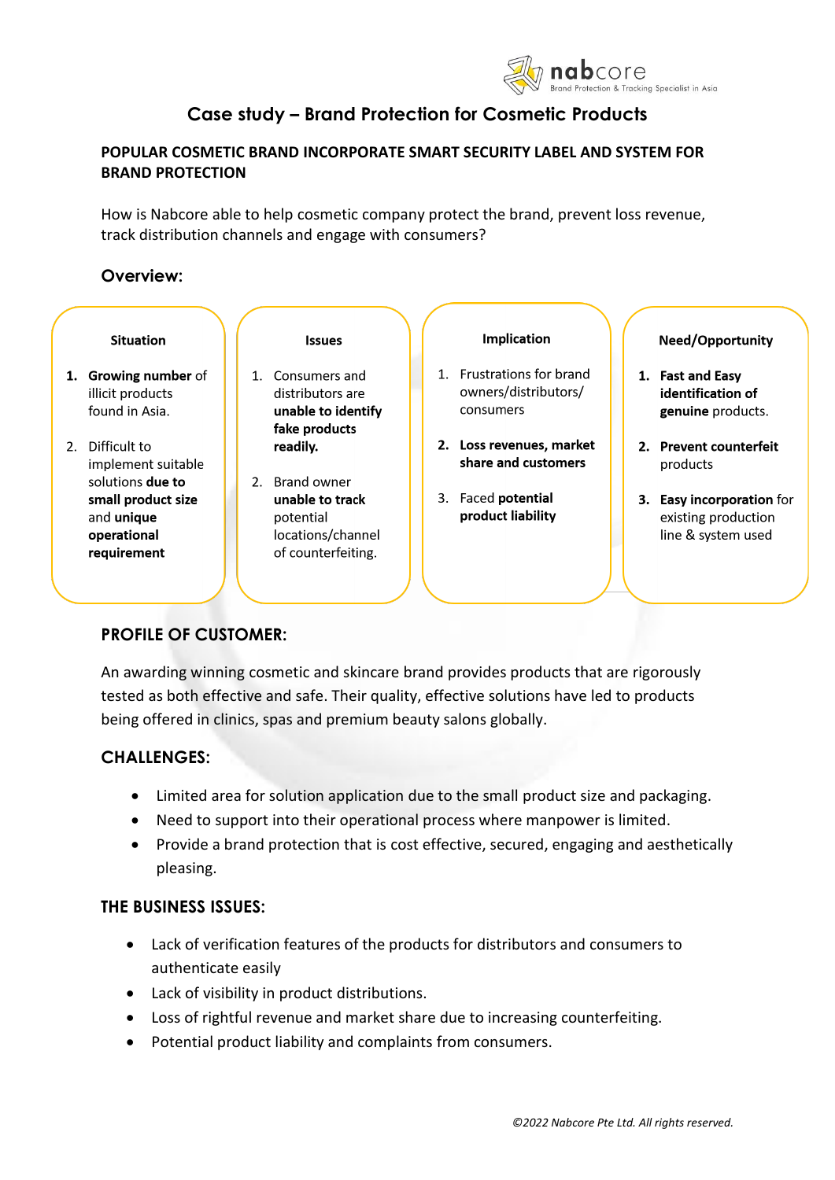nabcore
Brand Protection & Tracking Specialist in Asia

# Case study – Brand Protection for Cosmetic Products

## POPULAR COSMETIC BRAND INCORPORATE SMART SECURITY LABEL AND SYSTEM FOR BRAND PROTECTION

How is Nabcore able to help cosmetic company protect the brand, prevent loss revenue, track distribution channels and engage with consumers?

## Overview:

| Situation | Issues | Implication | Need/Opportunity |
|---|---|---|---|
| 1. **Growing number** of illicit products found in Asia.<br><br>2. Difficult to implement suitable solutions **due to small product size** and **unique operational requirement** | 1. Consumers and distributors are **unable to identify fake products readily.**<br><br>2. Brand owner **unable to track** potential locations/channel of counterfeiting. | 1. Frustrations for brand owners/distributors/ consumers<br><br>2. **Loss revenues, market share and customers**<br><br>3. Faced **potential product liability** | 1. **Fast and Easy identification of genuine** products.<br><br>2. **Prevent counterfeit** products<br><br>3. **Easy incorporation** for existing production line & system used |

## PROFILE OF CUSTOMER:

An awarding winning cosmetic and skincare brand provides products that are rigorously tested as both effective and safe. Their quality, effective solutions have led to products being offered in clinics, spas and premium beauty salons globally.

## CHALLENGES:

- Limited area for solution application due to the small product size and packaging.
- Need to support into their operational process where manpower is limited.
- Provide a brand protection that is cost effective, secured, engaging and aesthetically pleasing.

## THE BUSINESS ISSUES:

- Lack of verification features of the products for distributors and consumers to authenticate easily
- Lack of visibility in product distributions.
- Loss of rightful revenue and market share due to increasing counterfeiting.
- Potential product liability and complaints from consumers.

*©2022 Nabcore Pte Ltd. All rights reserved.*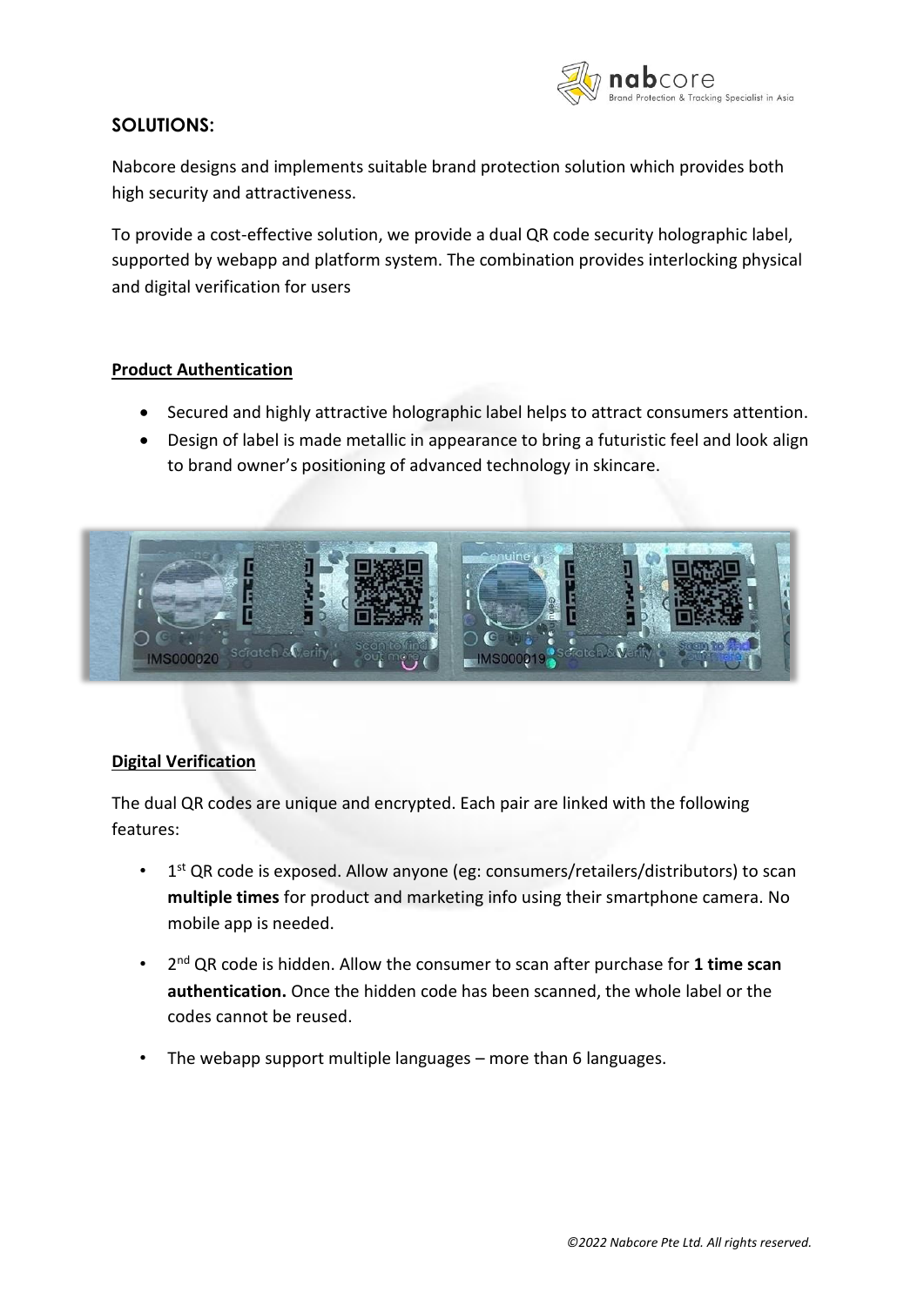## SOLUTIONS:

Nabcore designs and implements suitable brand protection solution which provides both high security and attractiveness.

To provide a cost-effective solution, we provide a dual QR code security holographic label, supported by webapp and platform system. The combination provides interlocking physical and digital verification for users

**Product Authentication**

- Secured and highly attractive holographic label helps to attract consumers attention.
- Design of label is made metallic in appearance to bring a futuristic feel and look align to brand owner's positioning of advanced technology in skincare.

**Digital Verification**

The dual QR codes are unique and encrypted. Each pair are linked with the following features:

- 1st QR code is exposed. Allow anyone (eg: consumers/retailers/distributors) to scan **multiple times** for product and marketing info using their smartphone camera. No mobile app is needed.
- 2nd QR code is hidden. Allow the consumer to scan after purchase for **1 time scan authentication.** Once the hidden code has been scanned, the whole label or the codes cannot be reused.
- The webapp support multiple languages – more than 6 languages.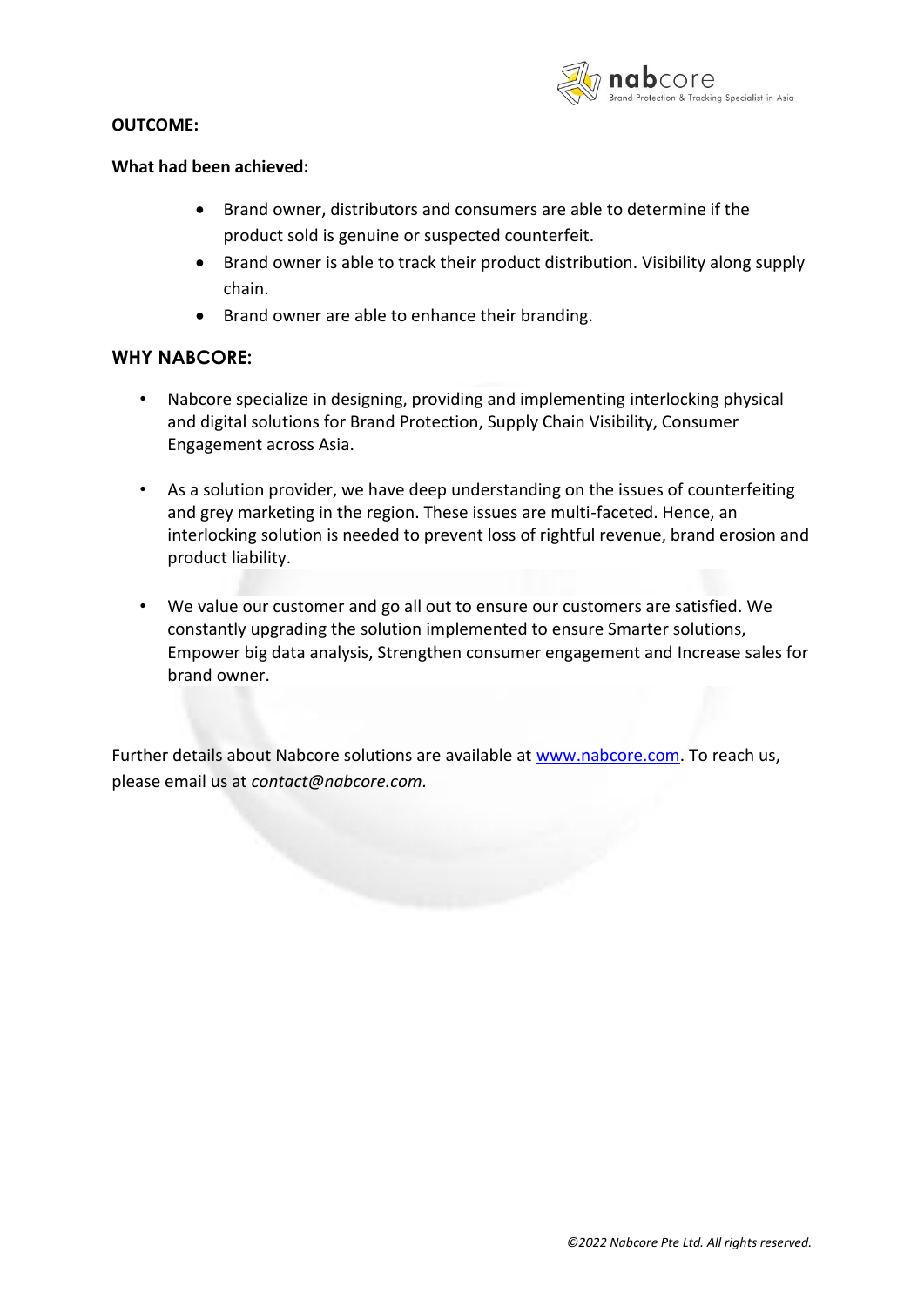**OUTCOME:**

**What had been achieved:**

- Brand owner, distributors and consumers are able to determine if the product sold is genuine or suspected counterfeit.
- Brand owner is able to track their product distribution. Visibility along supply chain.
- Brand owner are able to enhance their branding.

## WHY NABCORE:

- Nabcore specialize in designing, providing and implementing interlocking physical and digital solutions for Brand Protection, Supply Chain Visibility, Consumer Engagement across Asia.
- As a solution provider, we have deep understanding on the issues of counterfeiting and grey marketing in the region. These issues are multi-faceted. Hence, an interlocking solution is needed to prevent loss of rightful revenue, brand erosion and product liability.
- We value our customer and go all out to ensure our customers are satisfied. We constantly upgrading the solution implemented to ensure Smarter solutions, Empower big data analysis, Strengthen consumer engagement and Increase sales for brand owner.

Further details about Nabcore solutions are available at [www.nabcore.com](http://www.nabcore.com). To reach us, please email us at *contact@nabcore.com.*

*©2022 Nabcore Pte Ltd. All rights reserved.*